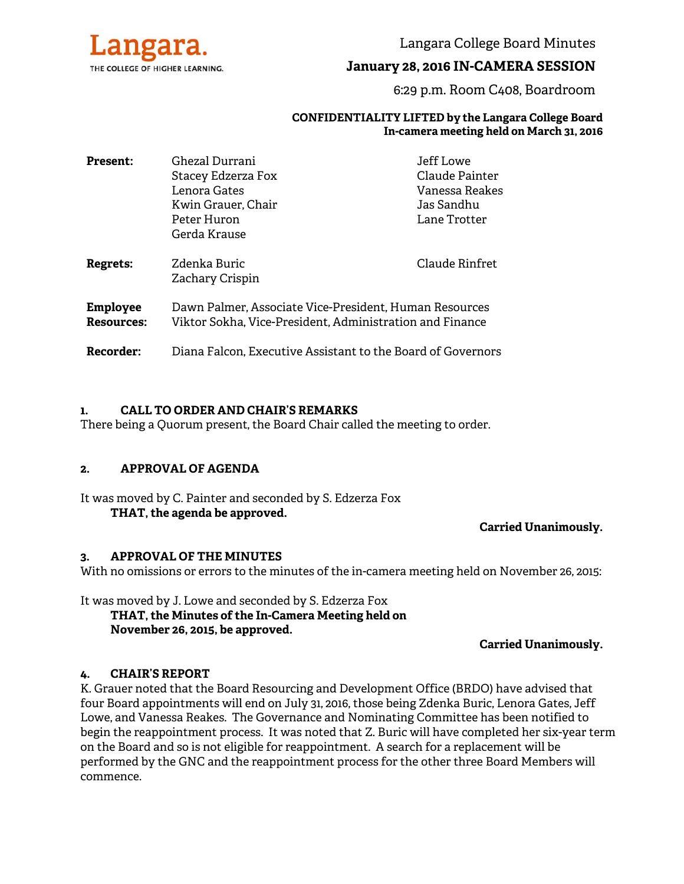Langara.
THE COLLEGE OF HIGHER LEARNING.

# Langara College Board Minutes

## January 28, 2016 IN-CAMERA SESSION

6:29 p.m. Room C408, Boardroom

**CONFIDENTIALITY LIFTED by the Langara College Board In-camera meeting held on March 31, 2016**

**Present:** Ghezal Durrani, Stacey Edzerza Fox, Lenora Gates, Kwin Grauer, Chair, Peter Huron, Gerda Krause, Jeff Lowe, Claude Painter, Vanessa Reakes, Jas Sandhu, Lane Trotter

**Regrets:** Zdenka Buric, Zachary Crispin, Claude Rinfret

**Employee Resources:** Dawn Palmer, Associate Vice-President, Human Resources
Viktor Sokha, Vice-President, Administration and Finance

**Recorder:** Diana Falcon, Executive Assistant to the Board of Governors

### 1. CALL TO ORDER AND CHAIR'S REMARKS

There being a Quorum present, the Board Chair called the meeting to order.

### 2. APPROVAL OF AGENDA

It was moved by C. Painter and seconded by S. Edzerza Fox

**THAT, the agenda be approved.**

**Carried Unanimously.**

### 3. APPROVAL OF THE MINUTES

With no omissions or errors to the minutes of the in-camera meeting held on November 26, 2015:

It was moved by J. Lowe and seconded by S. Edzerza Fox

**THAT, the Minutes of the In-Camera Meeting held on November 26, 2015, be approved.**

**Carried Unanimously.**

### 4. CHAIR'S REPORT

K. Grauer noted that the Board Resourcing and Development Office (BRDO) have advised that four Board appointments will end on July 31, 2016, those being Zdenka Buric, Lenora Gates, Jeff Lowe, and Vanessa Reakes. The Governance and Nominating Committee has been notified to begin the reappointment process. It was noted that Z. Buric will have completed her six-year term on the Board and so is not eligible for reappointment. A search for a replacement will be performed by the GNC and the reappointment process for the other three Board Members will commence.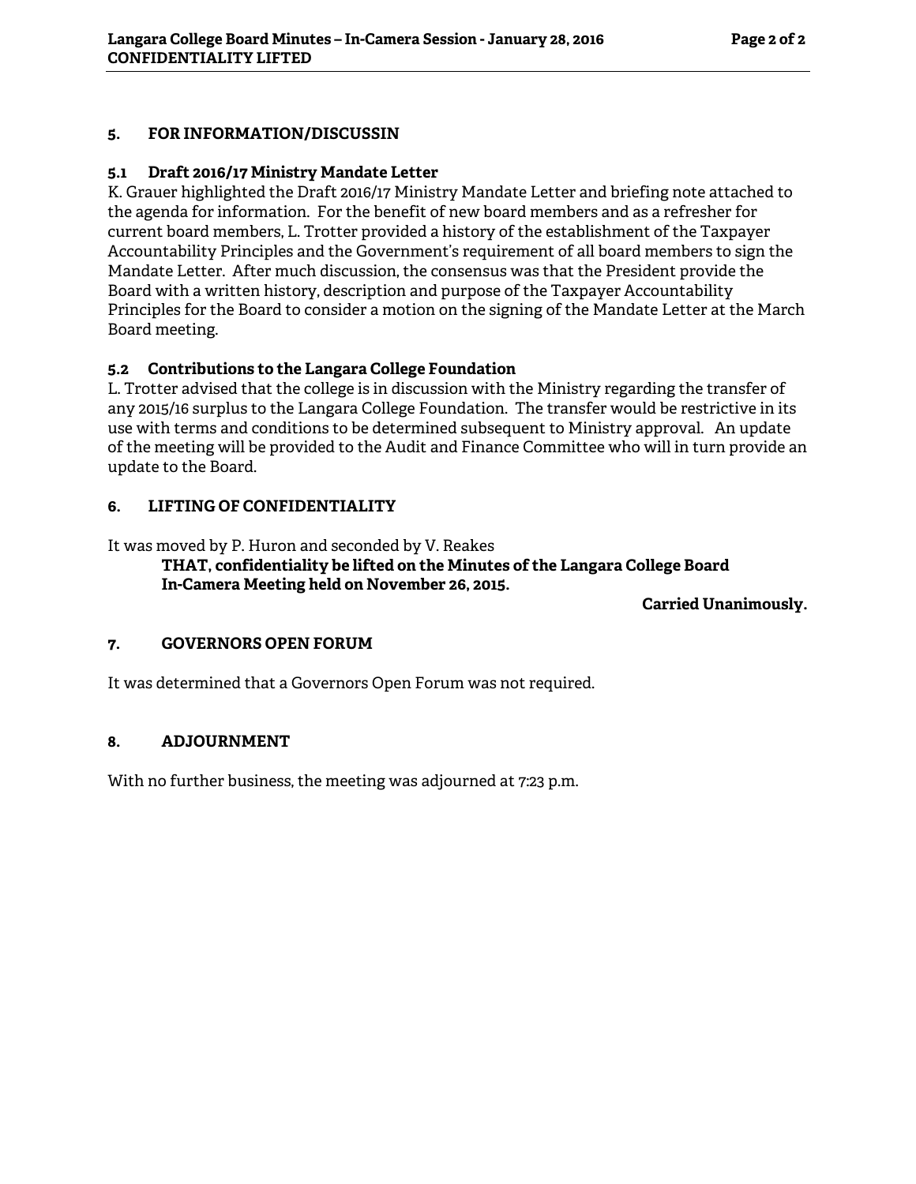## 5. FOR INFORMATION/DISCUSSIN

### 5.1 Draft 2016/17 Ministry Mandate Letter

K. Grauer highlighted the Draft 2016/17 Ministry Mandate Letter and briefing note attached to the agenda for information. For the benefit of new board members and as a refresher for current board members, L. Trotter provided a history of the establishment of the Taxpayer Accountability Principles and the Government's requirement of all board members to sign the Mandate Letter. After much discussion, the consensus was that the President provide the Board with a written history, description and purpose of the Taxpayer Accountability Principles for the Board to consider a motion on the signing of the Mandate Letter at the March Board meeting.

### 5.2 Contributions to the Langara College Foundation

L. Trotter advised that the college is in discussion with the Ministry regarding the transfer of any 2015/16 surplus to the Langara College Foundation. The transfer would be restrictive in its use with terms and conditions to be determined subsequent to Ministry approval. An update of the meeting will be provided to the Audit and Finance Committee who will in turn provide an update to the Board.

## 6. LIFTING OF CONFIDENTIALITY

It was moved by P. Huron and seconded by V. Reakes

**THAT, confidentiality be lifted on the Minutes of the Langara College Board In-Camera Meeting held on November 26, 2015.**

**Carried Unanimously.**

## 7. GOVERNORS OPEN FORUM

It was determined that a Governors Open Forum was not required.

## 8. ADJOURNMENT

With no further business, the meeting was adjourned at 7:23 p.m.